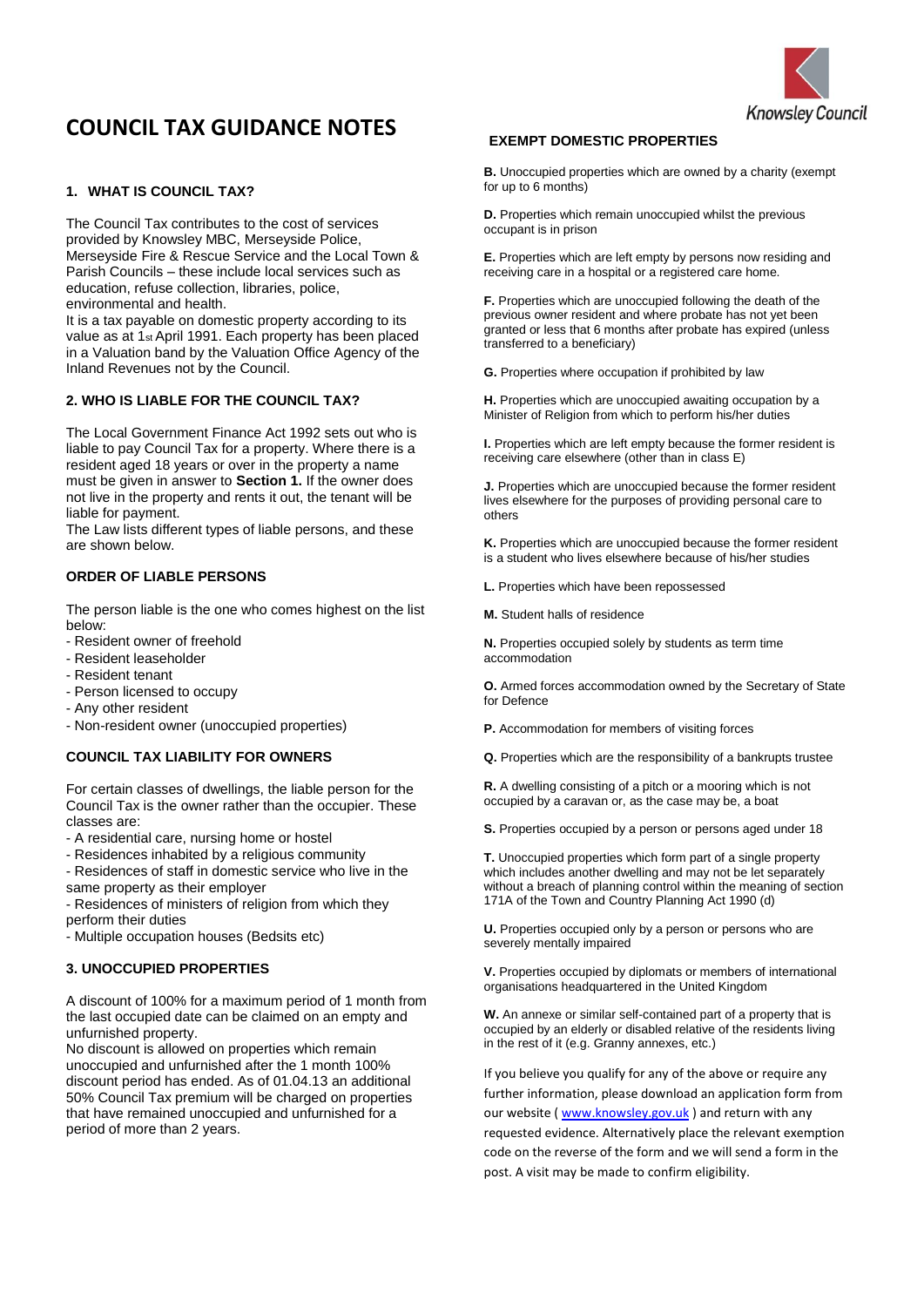# COUNCIL TAX GUIDANCE NOTES

### 1. WHAT IS COUNCIL TAX?

The Council Tax contributes to the cost of services provided by Knowsley MBC, Merseyside Police, Merseyside Fire & Rescue Service and the Local Town & Parish Councils – these include local services such as education, refuse collection, libraries, police, environmental and health.

It is a tax payable on domestic property according to its value as at 1st April 1991. Each property has been placed in a Valuation band by the Valuation Office Agency of the Inland Revenues not by the Council.

### 2. WHO IS LIABLE FOR THE COUNCIL TAX?

The Local Government Finance Act 1992 sets out who is liable to pay Council Tax for a property. Where there is a resident aged 18 years or over in the property a name must be given in answer to **Section 1.** If the owner does not live in the property and rents it out, the tenant will be liable for payment.

The Law lists different types of liable persons, and these are shown below.

### ORDER OF LIABLE PERSONS

The person liable is the one who comes highest on the list below:

- Resident owner of freehold
- Resident leaseholder
- Resident tenant
- Person licensed to occupy
- Any other resident
- Non-resident owner (unoccupied properties)

### COUNCIL TAX LIABILITY FOR OWNERS

For certain classes of dwellings, the liable person for the Council Tax is the owner rather than the occupier. These classes are:

- A residential care, nursing home or hostel
- Residences inhabited by a religious community
- Residences of staff in domestic service who live in the same property as their employer
- Residences of ministers of religion from which they perform their duties
- Multiple occupation houses (Bedsits etc)

### 3. UNOCCUPIED PROPERTIES

A discount of 100% for a maximum period of 1 month from the last occupied date can be claimed on an empty and unfurnished property.

No discount is allowed on properties which remain unoccupied and unfurnished after the 1 month 100% discount period has ended. As of 01.04.13 an additional 50% Council Tax premium will be charged on properties that have remained unoccupied and unfurnished for a period of more than 2 years.

### EXEMPT DOMESTIC PROPERTIES

**B.** Unoccupied properties which are owned by a charity (exempt for up to 6 months)

**D.** Properties which remain unoccupied whilst the previous occupant is in prison

**E.** Properties which are left empty by persons now residing and receiving care in a hospital or a registered care home.

**F.** Properties which are unoccupied following the death of the previous owner resident and where probate has not yet been granted or less that 6 months after probate has expired (unless transferred to a beneficiary)

**G.** Properties where occupation if prohibited by law

**H.** Properties which are unoccupied awaiting occupation by a Minister of Religion from which to perform his/her duties

**I.** Properties which are left empty because the former resident is receiving care elsewhere (other than in class E)

**J.** Properties which are unoccupied because the former resident lives elsewhere for the purposes of providing personal care to others

**K.** Properties which are unoccupied because the former resident is a student who lives elsewhere because of his/her studies

**L.** Properties which have been repossessed

**M.** Student halls of residence

**N.** Properties occupied solely by students as term time accommodation

**O.** Armed forces accommodation owned by the Secretary of State for Defence

**P.** Accommodation for members of visiting forces

**Q.** Properties which are the responsibility of a bankrupts trustee

**R.** A dwelling consisting of a pitch or a mooring which is not occupied by a caravan or, as the case may be, a boat

**S.** Properties occupied by a person or persons aged under 18

**T.** Unoccupied properties which form part of a single property which includes another dwelling and may not be let separately without a breach of planning control within the meaning of section 171A of the Town and Country Planning Act 1990 (d)

**U.** Properties occupied only by a person or persons who are severely mentally impaired

**V.** Properties occupied by diplomats or members of international organisations headquartered in the United Kingdom

**W.** An annexe or similar self-contained part of a property that is occupied by an elderly or disabled relative of the residents living in the rest of it (e.g. Granny annexes, etc.)

If you believe you qualify for any of the above or require any further information, please download an application form from our website ( www.knowsley.gov.uk ) and return with any requested evidence. Alternatively place the relevant exemption code on the reverse of the form and we will send a form in the post. A visit may be made to confirm eligibility.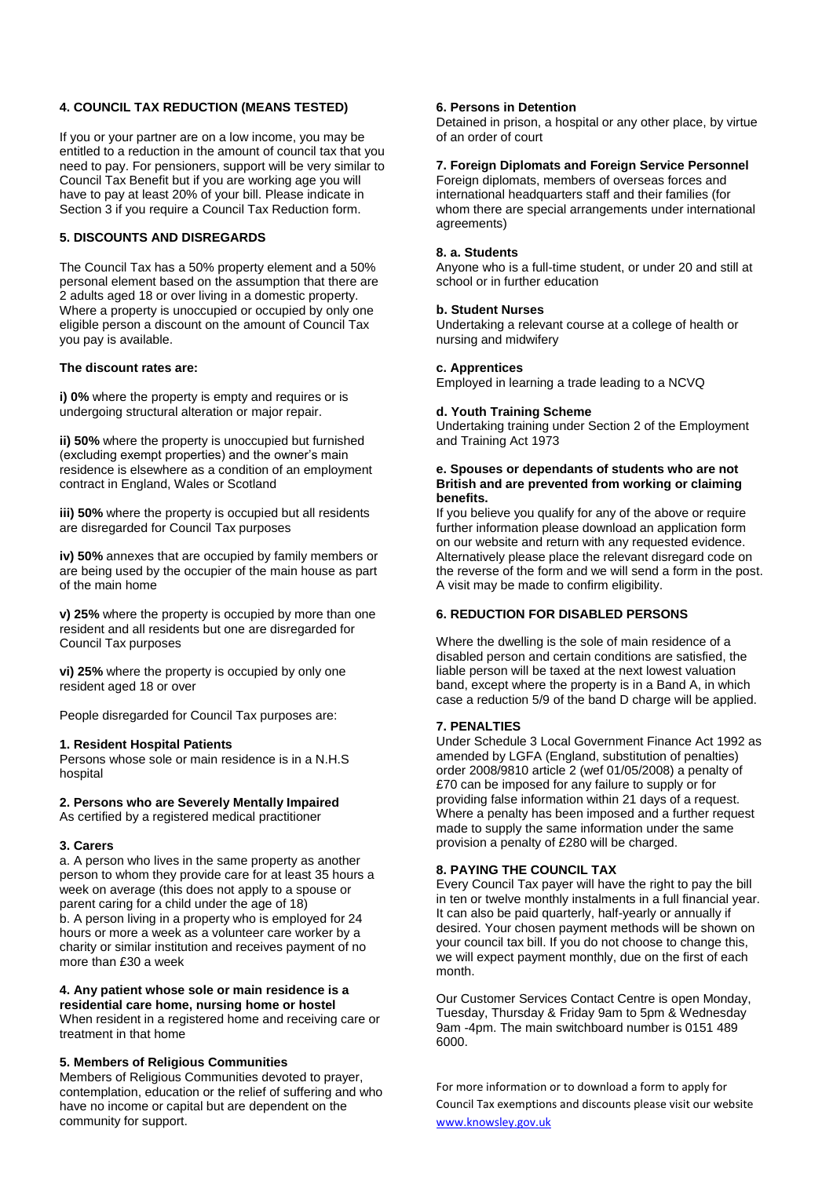## 4. COUNCIL TAX REDUCTION (MEANS TESTED)

If you or your partner are on a low income, you may be entitled to a reduction in the amount of council tax that you need to pay. For pensioners, support will be very similar to Council Tax Benefit but if you are working age you will have to pay at least 20% of your bill. Please indicate in Section 3 if you require a Council Tax Reduction form.

## 5. DISCOUNTS AND DISREGARDS

The Council Tax has a 50% property element and a 50% personal element based on the assumption that there are 2 adults aged 18 or over living in a domestic property. Where a property is unoccupied or occupied by only one eligible person a discount on the amount of Council Tax you pay is available.

**The discount rates are:**

**i) 0%** where the property is empty and requires or is undergoing structural alteration or major repair.

**ii) 50%** where the property is unoccupied but furnished (excluding exempt properties) and the owner's main residence is elsewhere as a condition of an employment contract in England, Wales or Scotland

**iii) 50%** where the property is occupied but all residents are disregarded for Council Tax purposes

**iv) 50%** annexes that are occupied by family members or are being used by the occupier of the main house as part of the main home

**v) 25%** where the property is occupied by more than one resident and all residents but one are disregarded for Council Tax purposes

**vi) 25%** where the property is occupied by only one resident aged 18 or over

People disregarded for Council Tax purposes are:

**1. Resident Hospital Patients**
Persons whose sole or main residence is in a N.H.S hospital

**2. Persons who are Severely Mentally Impaired**
As certified by a registered medical practitioner

**3. Carers**
a. A person who lives in the same property as another person to whom they provide care for at least 35 hours a week on average (this does not apply to a spouse or parent caring for a child under the age of 18)
b. A person living in a property who is employed for 24 hours or more a week as a volunteer care worker by a charity or similar institution and receives payment of no more than £30 a week

**4. Any patient whose sole or main residence is a residential care home, nursing home or hostel**
When resident in a registered home and receiving care or treatment in that home

**5. Members of Religious Communities**
Members of Religious Communities devoted to prayer, contemplation, education or the relief of suffering and who have no income or capital but are dependent on the community for support.

**6. Persons in Detention**
Detained in prison, a hospital or any other place, by virtue of an order of court

**7. Foreign Diplomats and Foreign Service Personnel**
Foreign diplomats, members of overseas forces and international headquarters staff and their families (for whom there are special arrangements under international agreements)

**8. a. Students**
Anyone who is a full-time student, or under 20 and still at school or in further education

**b. Student Nurses**
Undertaking a relevant course at a college of health or nursing and midwifery

**c. Apprentices**
Employed in learning a trade leading to a NCVQ

**d. Youth Training Scheme**
Undertaking training under Section 2 of the Employment and Training Act 1973

**e. Spouses or dependants of students who are not British and are prevented from working or claiming benefits.**
If you believe you qualify for any of the above or require further information please download an application form on our website and return with any requested evidence. Alternatively please place the relevant disregard code on the reverse of the form and we will send a form in the post. A visit may be made to confirm eligibility.

## 6. REDUCTION FOR DISABLED PERSONS

Where the dwelling is the sole of main residence of a disabled person and certain conditions are satisfied, the liable person will be taxed at the next lowest valuation band, except where the property is in a Band A, in which case a reduction 5/9 of the band D charge will be applied.

## 7. PENALTIES

Under Schedule 3 Local Government Finance Act 1992 as amended by LGFA (England, substitution of penalties) order 2008/9810 article 2 (wef 01/05/2008) a penalty of £70 can be imposed for any failure to supply or for providing false information within 21 days of a request. Where a penalty has been imposed and a further request made to supply the same information under the same provision a penalty of £280 will be charged.

## 8. PAYING THE COUNCIL TAX

Every Council Tax payer will have the right to pay the bill in ten or twelve monthly instalments in a full financial year. It can also be paid quarterly, half-yearly or annually if desired. Your chosen payment methods will be shown on your council tax bill. If you do not choose to change this, we will expect payment monthly, due on the first of each month.

Our Customer Services Contact Centre is open Monday, Tuesday, Thursday & Friday 9am to 5pm & Wednesday 9am -4pm. The main switchboard number is 0151 489 6000.

For more information or to download a form to apply for Council Tax exemptions and discounts please visit our website [www.knowsley.gov.uk](www.knowsley.gov.uk)